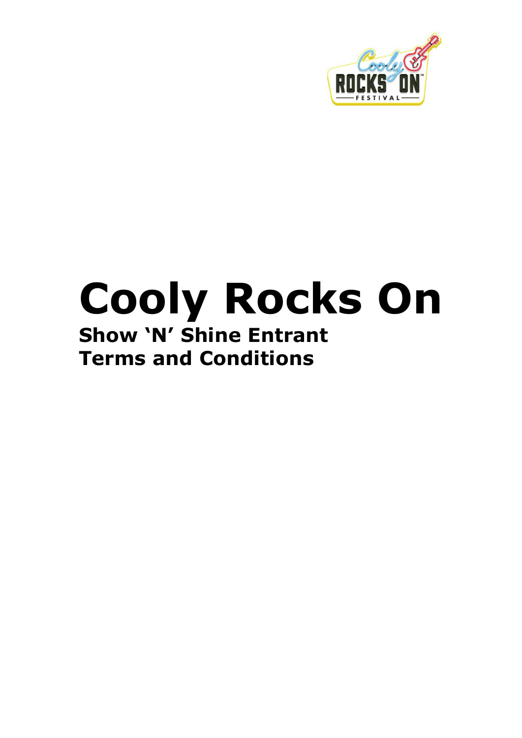# Cooly Rocks On

## Show 'N' Shine Entrant Terms and Conditions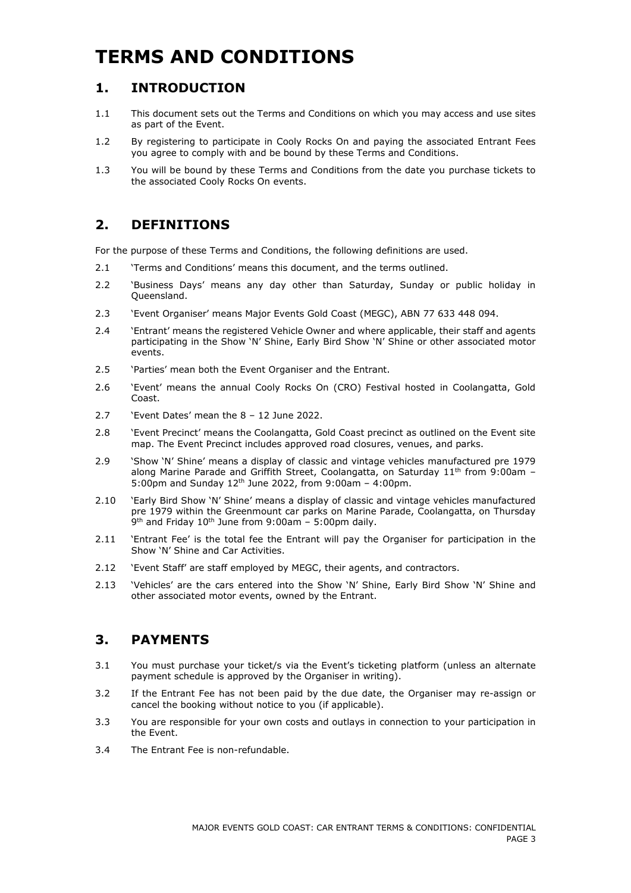# TERMS AND CONDITIONS

## 1. INTRODUCTION

1.1 This document sets out the Terms and Conditions on which you may access and use sites as part of the Event.

1.2 By registering to participate in Cooly Rocks On and paying the associated Entrant Fees you agree to comply with and be bound by these Terms and Conditions.

1.3 You will be bound by these Terms and Conditions from the date you purchase tickets to the associated Cooly Rocks On events.

## 2. DEFINITIONS

For the purpose of these Terms and Conditions, the following definitions are used.

2.1 'Terms and Conditions' means this document, and the terms outlined.

2.2 'Business Days' means any day other than Saturday, Sunday or public holiday in Queensland.

2.3 'Event Organiser' means Major Events Gold Coast (MEGC), ABN 77 633 448 094.

2.4 'Entrant' means the registered Vehicle Owner and where applicable, their staff and agents participating in the Show 'N' Shine, Early Bird Show 'N' Shine or other associated motor events.

2.5 'Parties' mean both the Event Organiser and the Entrant.

2.6 'Event' means the annual Cooly Rocks On (CRO) Festival hosted in Coolangatta, Gold Coast.

2.7 'Event Dates' mean the 8 – 12 June 2022.

2.8 'Event Precinct' means the Coolangatta, Gold Coast precinct as outlined on the Event site map. The Event Precinct includes approved road closures, venues, and parks.

2.9 'Show 'N' Shine' means a display of classic and vintage vehicles manufactured pre 1979 along Marine Parade and Griffith Street, Coolangatta, on Saturday 11th from 9:00am – 5:00pm and Sunday 12th June 2022, from 9:00am – 4:00pm.

2.10 'Early Bird Show 'N' Shine' means a display of classic and vintage vehicles manufactured pre 1979 within the Greenmount car parks on Marine Parade, Coolangatta, on Thursday 9th and Friday 10th June from 9:00am – 5:00pm daily.

2.11 'Entrant Fee' is the total fee the Entrant will pay the Organiser for participation in the Show 'N' Shine and Car Activities.

2.12 'Event Staff' are staff employed by MEGC, their agents, and contractors.

2.13 'Vehicles' are the cars entered into the Show 'N' Shine, Early Bird Show 'N' Shine and other associated motor events, owned by the Entrant.

## 3. PAYMENTS

3.1 You must purchase your ticket/s via the Event's ticketing platform (unless an alternate payment schedule is approved by the Organiser in writing).

3.2 If the Entrant Fee has not been paid by the due date, the Organiser may re-assign or cancel the booking without notice to you (if applicable).

3.3 You are responsible for your own costs and outlays in connection to your participation in the Event.

3.4 The Entrant Fee is non-refundable.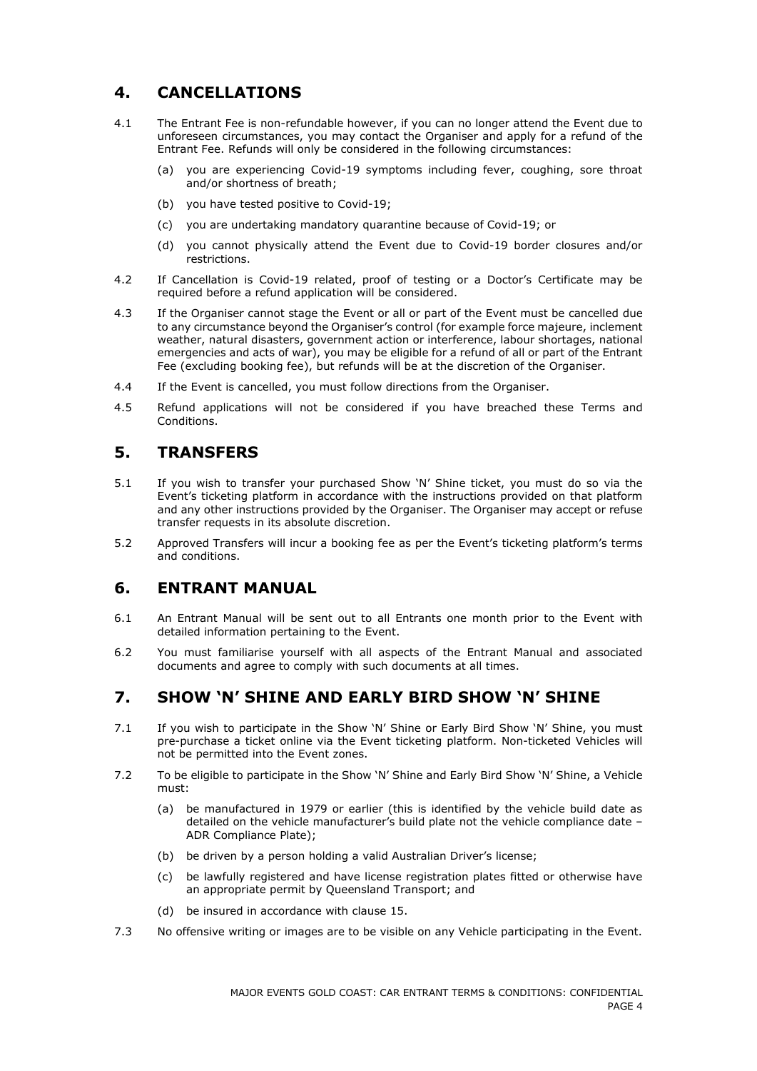## 4. CANCELLATIONS

4.1 The Entrant Fee is non-refundable however, if you can no longer attend the Event due to unforeseen circumstances, you may contact the Organiser and apply for a refund of the Entrant Fee. Refunds will only be considered in the following circumstances:

(a) you are experiencing Covid-19 symptoms including fever, coughing, sore throat and/or shortness of breath;

(b) you have tested positive to Covid-19;

(c) you are undertaking mandatory quarantine because of Covid-19; or

(d) you cannot physically attend the Event due to Covid-19 border closures and/or restrictions.

4.2 If Cancellation is Covid-19 related, proof of testing or a Doctor's Certificate may be required before a refund application will be considered.

4.3 If the Organiser cannot stage the Event or all or part of the Event must be cancelled due to any circumstance beyond the Organiser's control (for example force majeure, inclement weather, natural disasters, government action or interference, labour shortages, national emergencies and acts of war), you may be eligible for a refund of all or part of the Entrant Fee (excluding booking fee), but refunds will be at the discretion of the Organiser.

4.4 If the Event is cancelled, you must follow directions from the Organiser.

4.5 Refund applications will not be considered if you have breached these Terms and Conditions.

## 5. TRANSFERS

5.1 If you wish to transfer your purchased Show 'N' Shine ticket, you must do so via the Event's ticketing platform in accordance with the instructions provided on that platform and any other instructions provided by the Organiser. The Organiser may accept or refuse transfer requests in its absolute discretion.

5.2 Approved Transfers will incur a booking fee as per the Event's ticketing platform's terms and conditions.

## 6. ENTRANT MANUAL

6.1 An Entrant Manual will be sent out to all Entrants one month prior to the Event with detailed information pertaining to the Event.

6.2 You must familiarise yourself with all aspects of the Entrant Manual and associated documents and agree to comply with such documents at all times.

## 7. SHOW 'N' SHINE AND EARLY BIRD SHOW 'N' SHINE

7.1 If you wish to participate in the Show 'N' Shine or Early Bird Show 'N' Shine, you must pre-purchase a ticket online via the Event ticketing platform. Non-ticketed Vehicles will not be permitted into the Event zones.

7.2 To be eligible to participate in the Show 'N' Shine and Early Bird Show 'N' Shine, a Vehicle must:

(a) be manufactured in 1979 or earlier (this is identified by the vehicle build date as detailed on the vehicle manufacturer's build plate not the vehicle compliance date – ADR Compliance Plate);

(b) be driven by a person holding a valid Australian Driver's license;

(c) be lawfully registered and have license registration plates fitted or otherwise have an appropriate permit by Queensland Transport; and

(d) be insured in accordance with clause 15.

7.3 No offensive writing or images are to be visible on any Vehicle participating in the Event.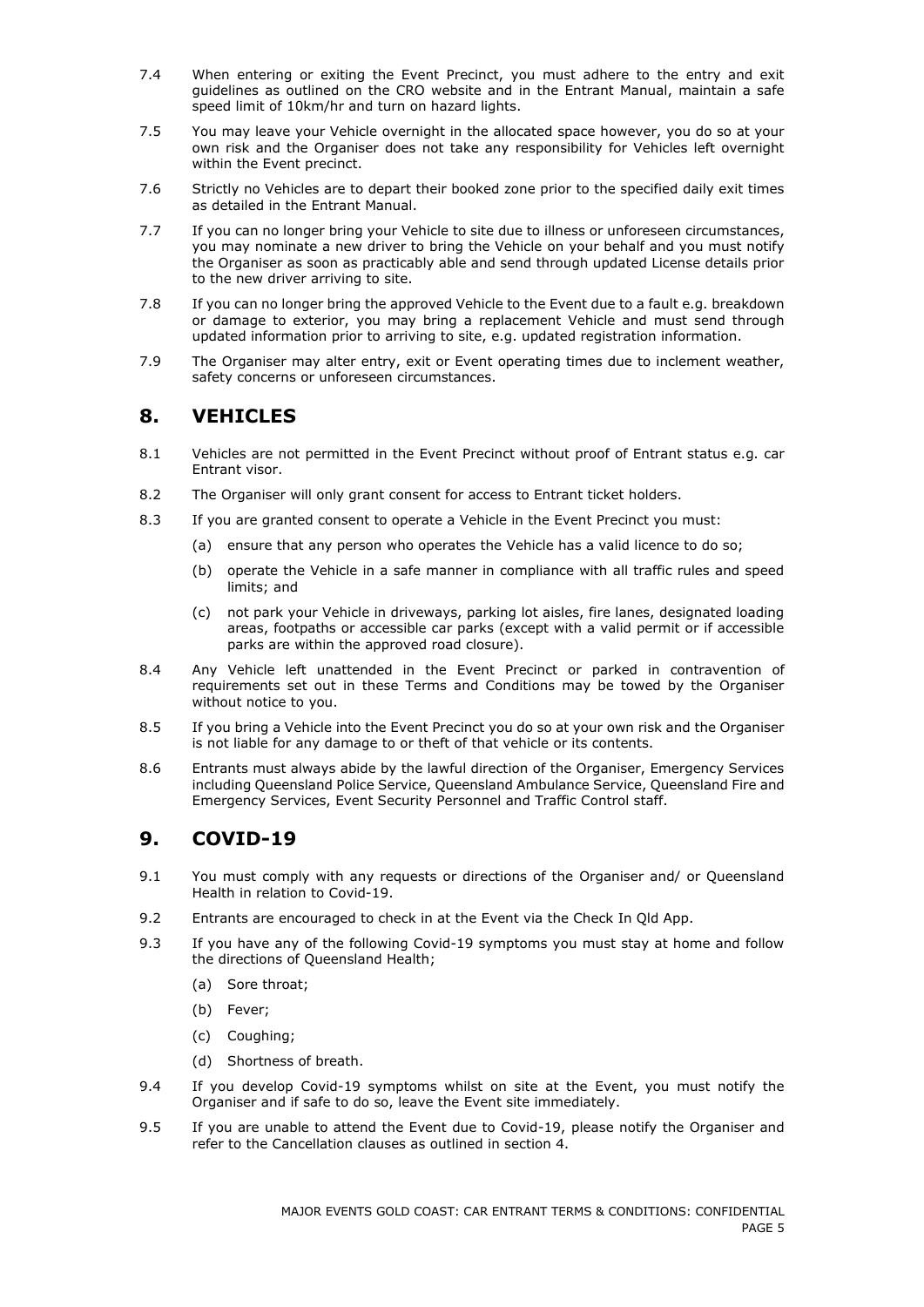7.4 When entering or exiting the Event Precinct, you must adhere to the entry and exit guidelines as outlined on the CRO website and in the Entrant Manual, maintain a safe speed limit of 10km/hr and turn on hazard lights.

7.5 You may leave your Vehicle overnight in the allocated space however, you do so at your own risk and the Organiser does not take any responsibility for Vehicles left overnight within the Event precinct.

7.6 Strictly no Vehicles are to depart their booked zone prior to the specified daily exit times as detailed in the Entrant Manual.

7.7 If you can no longer bring your Vehicle to site due to illness or unforeseen circumstances, you may nominate a new driver to bring the Vehicle on your behalf and you must notify the Organiser as soon as practicably able and send through updated License details prior to the new driver arriving to site.

7.8 If you can no longer bring the approved Vehicle to the Event due to a fault e.g. breakdown or damage to exterior, you may bring a replacement Vehicle and must send through updated information prior to arriving to site, e.g. updated registration information.

7.9 The Organiser may alter entry, exit or Event operating times due to inclement weather, safety concerns or unforeseen circumstances.

## 8. VEHICLES

8.1 Vehicles are not permitted in the Event Precinct without proof of Entrant status e.g. car Entrant visor.

8.2 The Organiser will only grant consent for access to Entrant ticket holders.

8.3 If you are granted consent to operate a Vehicle in the Event Precinct you must:

(a) ensure that any person who operates the Vehicle has a valid licence to do so;

(b) operate the Vehicle in a safe manner in compliance with all traffic rules and speed limits; and

(c) not park your Vehicle in driveways, parking lot aisles, fire lanes, designated loading areas, footpaths or accessible car parks (except with a valid permit or if accessible parks are within the approved road closure).

8.4 Any Vehicle left unattended in the Event Precinct or parked in contravention of requirements set out in these Terms and Conditions may be towed by the Organiser without notice to you.

8.5 If you bring a Vehicle into the Event Precinct you do so at your own risk and the Organiser is not liable for any damage to or theft of that vehicle or its contents.

8.6 Entrants must always abide by the lawful direction of the Organiser, Emergency Services including Queensland Police Service, Queensland Ambulance Service, Queensland Fire and Emergency Services, Event Security Personnel and Traffic Control staff.

## 9. COVID-19

9.1 You must comply with any requests or directions of the Organiser and/ or Queensland Health in relation to Covid-19.

9.2 Entrants are encouraged to check in at the Event via the Check In Qld App.

9.3 If you have any of the following Covid-19 symptoms you must stay at home and follow the directions of Queensland Health;

(a) Sore throat;

(b) Fever;

(c) Coughing;

(d) Shortness of breath.

9.4 If you develop Covid-19 symptoms whilst on site at the Event, you must notify the Organiser and if safe to do so, leave the Event site immediately.

9.5 If you are unable to attend the Event due to Covid-19, please notify the Organiser and refer to the Cancellation clauses as outlined in section 4.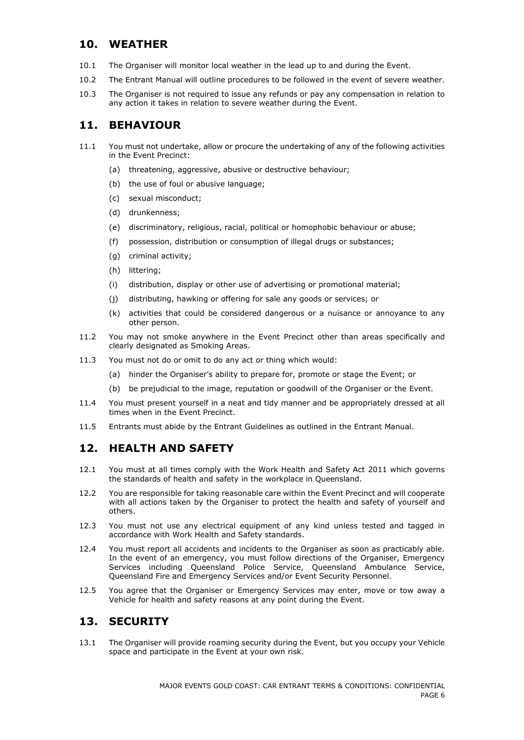## 10. WEATHER

10.1 The Organiser will monitor local weather in the lead up to and during the Event.

10.2 The Entrant Manual will outline procedures to be followed in the event of severe weather.

10.3 The Organiser is not required to issue any refunds or pay any compensation in relation to any action it takes in relation to severe weather during the Event.

## 11. BEHAVIOUR

11.1 You must not undertake, allow or procure the undertaking of any of the following activities in the Event Precinct:

- (a) threatening, aggressive, abusive or destructive behaviour;
- (b) the use of foul or abusive language;
- (c) sexual misconduct;
- (d) drunkenness;
- (e) discriminatory, religious, racial, political or homophobic behaviour or abuse;
- (f) possession, distribution or consumption of illegal drugs or substances;
- (g) criminal activity;
- (h) littering;
- (i) distribution, display or other use of advertising or promotional material;
- (j) distributing, hawking or offering for sale any goods or services; or
- (k) activities that could be considered dangerous or a nuisance or annoyance to any other person.

11.2 You may not smoke anywhere in the Event Precinct other than areas specifically and clearly designated as Smoking Areas.

11.3 You must not do or omit to do any act or thing which would:

- (a) hinder the Organiser's ability to prepare for, promote or stage the Event; or
- (b) be prejudicial to the image, reputation or goodwill of the Organiser or the Event.

11.4 You must present yourself in a neat and tidy manner and be appropriately dressed at all times when in the Event Precinct.

11.5 Entrants must abide by the Entrant Guidelines as outlined in the Entrant Manual.

## 12. HEALTH AND SAFETY

12.1 You must at all times comply with the Work Health and Safety Act 2011 which governs the standards of health and safety in the workplace in Queensland.

12.2 You are responsible for taking reasonable care within the Event Precinct and will cooperate with all actions taken by the Organiser to protect the health and safety of yourself and others.

12.3 You must not use any electrical equipment of any kind unless tested and tagged in accordance with Work Health and Safety standards.

12.4 You must report all accidents and incidents to the Organiser as soon as practicably able. In the event of an emergency, you must follow directions of the Organiser, Emergency Services including Queensland Police Service, Queensland Ambulance Service, Queensland Fire and Emergency Services and/or Event Security Personnel.

12.5 You agree that the Organiser or Emergency Services may enter, move or tow away a Vehicle for health and safety reasons at any point during the Event.

## 13. SECURITY

13.1 The Organiser will provide roaming security during the Event, but you occupy your Vehicle space and participate in the Event at your own risk.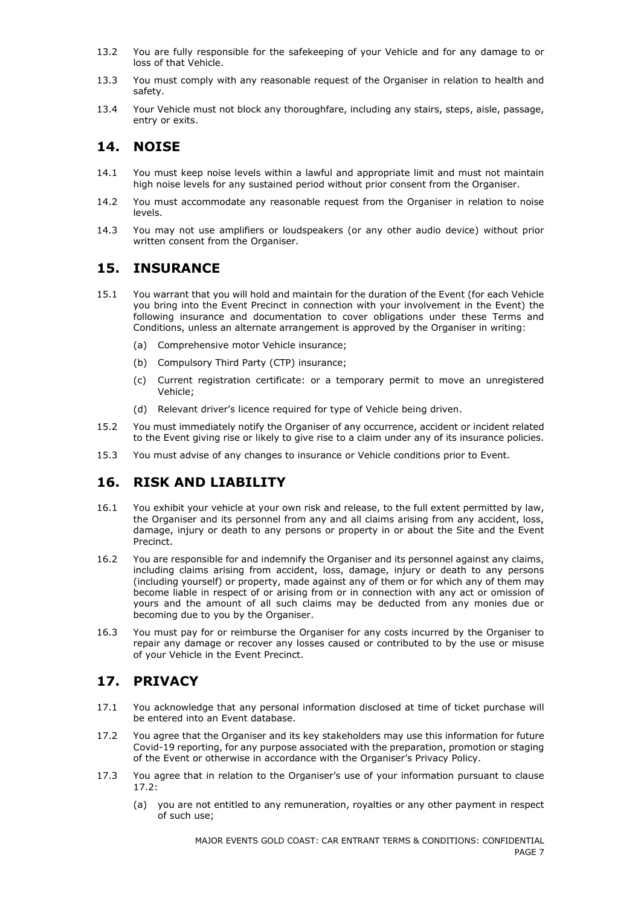13.2 You are fully responsible for the safekeeping of your Vehicle and for any damage to or loss of that Vehicle.

13.3 You must comply with any reasonable request of the Organiser in relation to health and safety.

13.4 Your Vehicle must not block any thoroughfare, including any stairs, steps, aisle, passage, entry or exits.

## 14. NOISE

14.1 You must keep noise levels within a lawful and appropriate limit and must not maintain high noise levels for any sustained period without prior consent from the Organiser.

14.2 You must accommodate any reasonable request from the Organiser in relation to noise levels.

14.3 You may not use amplifiers or loudspeakers (or any other audio device) without prior written consent from the Organiser.

## 15. INSURANCE

15.1 You warrant that you will hold and maintain for the duration of the Event (for each Vehicle you bring into the Event Precinct in connection with your involvement in the Event) the following insurance and documentation to cover obligations under these Terms and Conditions, unless an alternate arrangement is approved by the Organiser in writing:

(a) Comprehensive motor Vehicle insurance;

(b) Compulsory Third Party (CTP) insurance;

(c) Current registration certificate: or a temporary permit to move an unregistered Vehicle;

(d) Relevant driver's licence required for type of Vehicle being driven.

15.2 You must immediately notify the Organiser of any occurrence, accident or incident related to the Event giving rise or likely to give rise to a claim under any of its insurance policies.

15.3 You must advise of any changes to insurance or Vehicle conditions prior to Event.

## 16. RISK AND LIABILITY

16.1 You exhibit your vehicle at your own risk and release, to the full extent permitted by law, the Organiser and its personnel from any and all claims arising from any accident, loss, damage, injury or death to any persons or property in or about the Site and the Event Precinct.

16.2 You are responsible for and indemnify the Organiser and its personnel against any claims, including claims arising from accident, loss, damage, injury or death to any persons (including yourself) or property, made against any of them or for which any of them may become liable in respect of or arising from or in connection with any act or omission of yours and the amount of all such claims may be deducted from any monies due or becoming due to you by the Organiser.

16.3 You must pay for or reimburse the Organiser for any costs incurred by the Organiser to repair any damage or recover any losses caused or contributed to by the use or misuse of your Vehicle in the Event Precinct.

## 17. PRIVACY

17.1 You acknowledge that any personal information disclosed at time of ticket purchase will be entered into an Event database.

17.2 You agree that the Organiser and its key stakeholders may use this information for future Covid-19 reporting, for any purpose associated with the preparation, promotion or staging of the Event or otherwise in accordance with the Organiser's Privacy Policy.

17.3 You agree that in relation to the Organiser's use of your information pursuant to clause 17.2:

(a) you are not entitled to any remuneration, royalties or any other payment in respect of such use;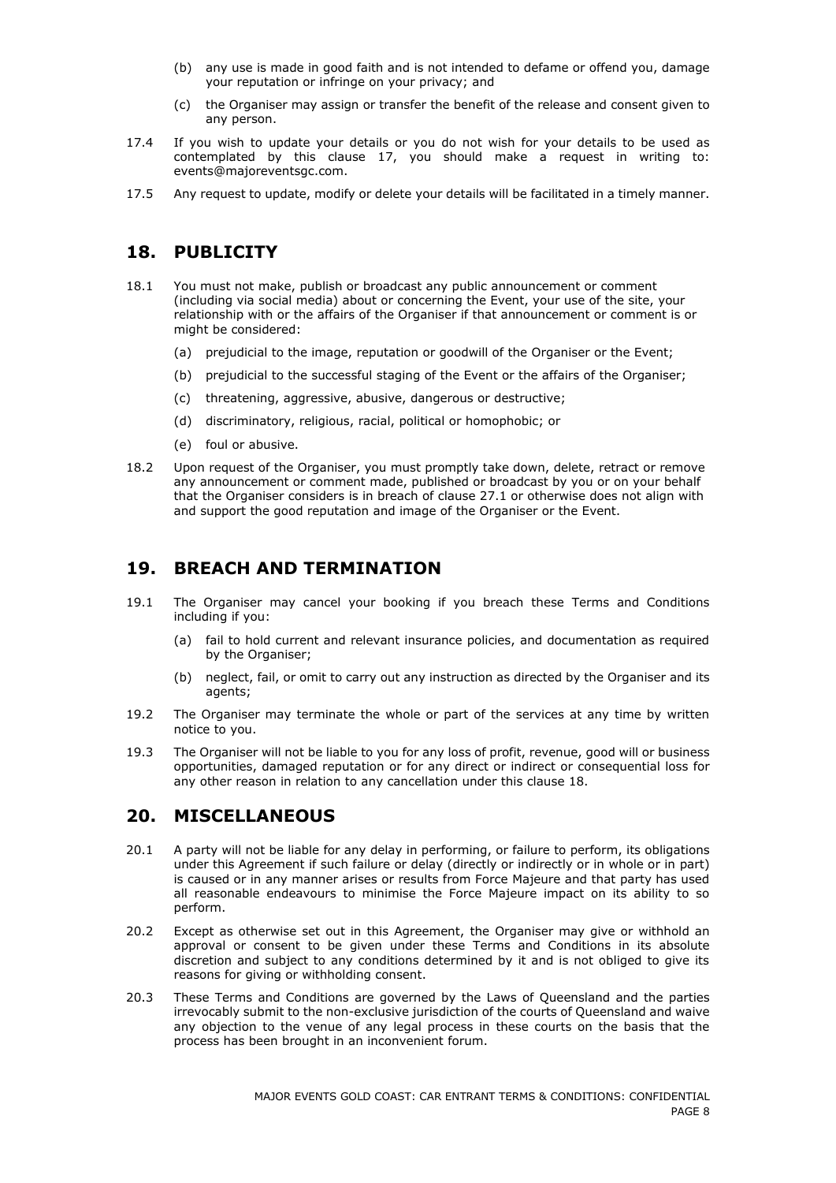(b) any use is made in good faith and is not intended to defame or offend you, damage your reputation or infringe on your privacy; and

(c) the Organiser may assign or transfer the benefit of the release and consent given to any person.

17.4 If you wish to update your details or you do not wish for your details to be used as contemplated by this clause 17, you should make a request in writing to: events@majoreventsgc.com.

17.5 Any request to update, modify or delete your details will be facilitated in a timely manner.

## 18. PUBLICITY

18.1 You must not make, publish or broadcast any public announcement or comment (including via social media) about or concerning the Event, your use of the site, your relationship with or the affairs of the Organiser if that announcement or comment is or might be considered:

(a) prejudicial to the image, reputation or goodwill of the Organiser or the Event;

(b) prejudicial to the successful staging of the Event or the affairs of the Organiser;

(c) threatening, aggressive, abusive, dangerous or destructive;

(d) discriminatory, religious, racial, political or homophobic; or

(e) foul or abusive.

18.2 Upon request of the Organiser, you must promptly take down, delete, retract or remove any announcement or comment made, published or broadcast by you or on your behalf that the Organiser considers is in breach of clause 27.1 or otherwise does not align with and support the good reputation and image of the Organiser or the Event.

## 19. BREACH AND TERMINATION

19.1 The Organiser may cancel your booking if you breach these Terms and Conditions including if you:

(a) fail to hold current and relevant insurance policies, and documentation as required by the Organiser;

(b) neglect, fail, or omit to carry out any instruction as directed by the Organiser and its agents;

19.2 The Organiser may terminate the whole or part of the services at any time by written notice to you.

19.3 The Organiser will not be liable to you for any loss of profit, revenue, good will or business opportunities, damaged reputation or for any direct or indirect or consequential loss for any other reason in relation to any cancellation under this clause 18.

## 20. MISCELLANEOUS

20.1 A party will not be liable for any delay in performing, or failure to perform, its obligations under this Agreement if such failure or delay (directly or indirectly or in whole or in part) is caused or in any manner arises or results from Force Majeure and that party has used all reasonable endeavours to minimise the Force Majeure impact on its ability to so perform.

20.2 Except as otherwise set out in this Agreement, the Organiser may give or withhold an approval or consent to be given under these Terms and Conditions in its absolute discretion and subject to any conditions determined by it and is not obliged to give its reasons for giving or withholding consent.

20.3 These Terms and Conditions are governed by the Laws of Queensland and the parties irrevocably submit to the non-exclusive jurisdiction of the courts of Queensland and waive any objection to the venue of any legal process in these courts on the basis that the process has been brought in an inconvenient forum.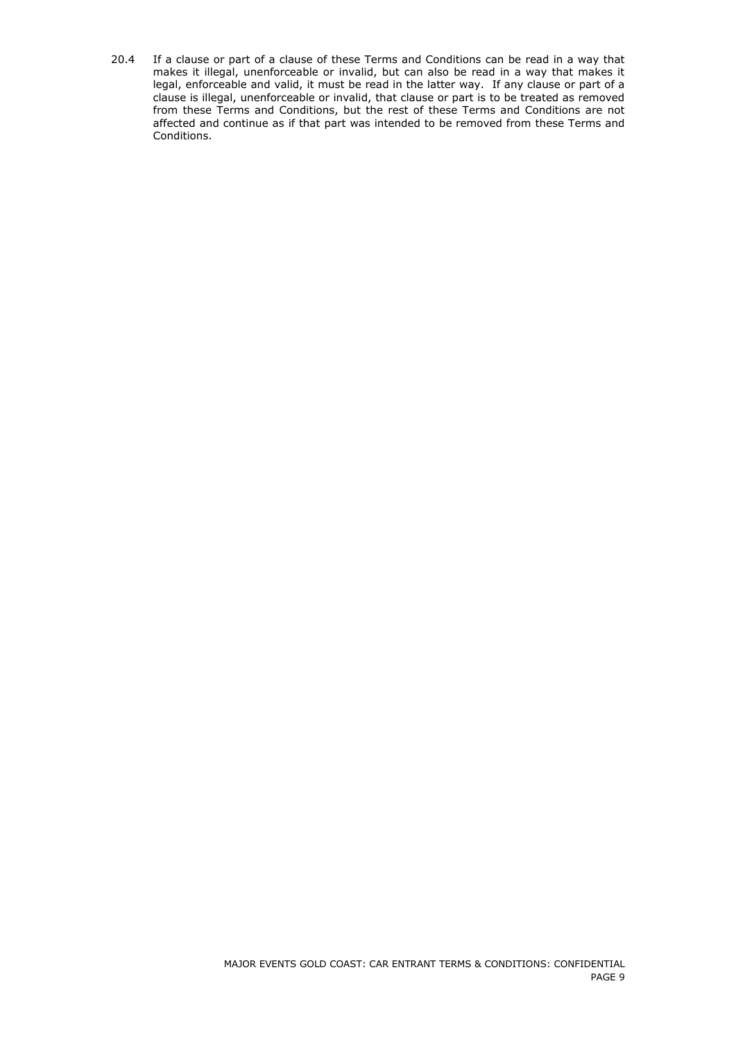20.4 If a clause or part of a clause of these Terms and Conditions can be read in a way that makes it illegal, unenforceable or invalid, but can also be read in a way that makes it legal, enforceable and valid, it must be read in the latter way. If any clause or part of a clause is illegal, unenforceable or invalid, that clause or part is to be treated as removed from these Terms and Conditions, but the rest of these Terms and Conditions are not affected and continue as if that part was intended to be removed from these Terms and Conditions.